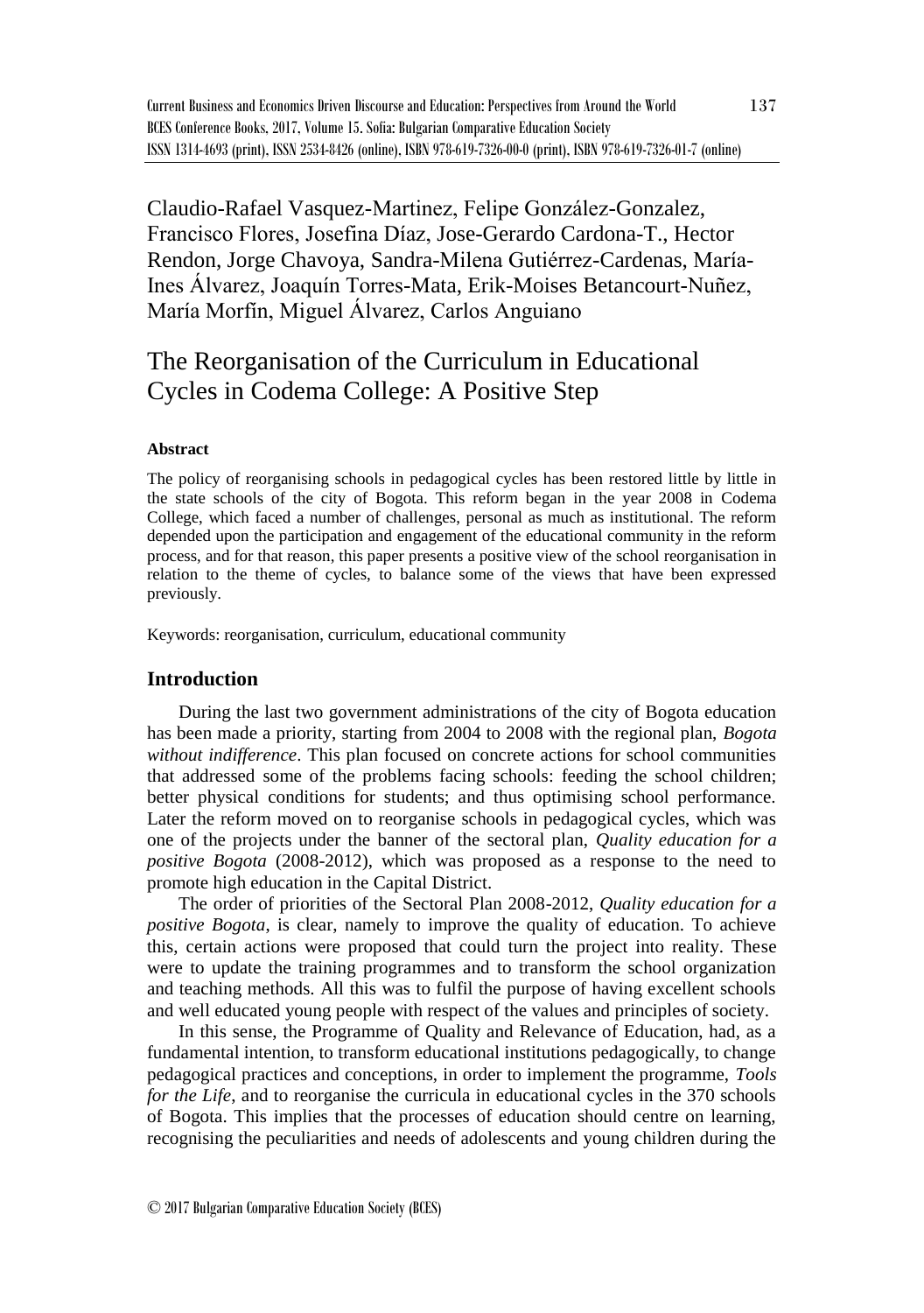Claudio-Rafael Vasquez-Martinez, Felipe González-Gonzalez, Francisco Flores, Josefina Díaz, Jose-Gerardo Cardona-T., Hector Rendon, Jorge Chavoya, Sandra-Milena Gutiérrez-Cardenas, María-Ines Álvarez, Joaquín Torres-Mata, Erik-Moises Betancourt-Nuñez, María Morfín, Miguel Álvarez, Carlos Anguiano

# The Reorganisation of the Curriculum in Educational Cycles in Codema College: A Positive Step

#### Abstract

The policy of reorganising schools in pedagogical cycles has been restored little by little in the state schools of the city of Bogota. This reform began in the year 2008 in Codema College, which faced a number of challenges, personal as much as institutional. The reform depended upon the participation and engagement of the educational community in the reform process, and for that reason, this paper presents a positive view of the school reorganisation in relation to the theme of cycles, to balance some of the views that have been expressed previously.

Keywords: reorganisation, curriculum, educational community

## Introduction

During the last two government administrations of the city of Bogota education has been made a priority, starting from 2004 to 2008 with the regional plan, *Bogota without indifference*. This plan focused on concrete actions for school communities that addressed some of the problems facing schools: feeding the school children; better physical conditions for students; and thus optimising school performance. Later the reform moved on to reorganise schools in pedagogical cycles, which was one of the projects under the banner of the sectoral plan, *Quality education for a positive Bogota* (2008-2012), which was proposed as a response to the need to promote high education in the Capital District.

The order of priorities of the Sectoral Plan 2008-2012, *Quality education for a positive Bogota*, is clear, namely to improve the quality of education. To achieve this, certain actions were proposed that could turn the project into reality. These were to update the training programmes and to transform the school organization and teaching methods. All this was to fulfil the purpose of having excellent schools and well educated young people with respect of the values and principles of society.

In this sense, the Programme of Quality and Relevance of Education, had, as a fundamental intention, to transform educational institutions pedagogically, to change pedagogical practices and conceptions, in order to implement the programme, *Tools for the Life*, and to reorganise the curricula in educational cycles in the 370 schools of Bogota. This implies that the processes of education should centre on learning, recognising the peculiarities and needs of adolescents and young children during the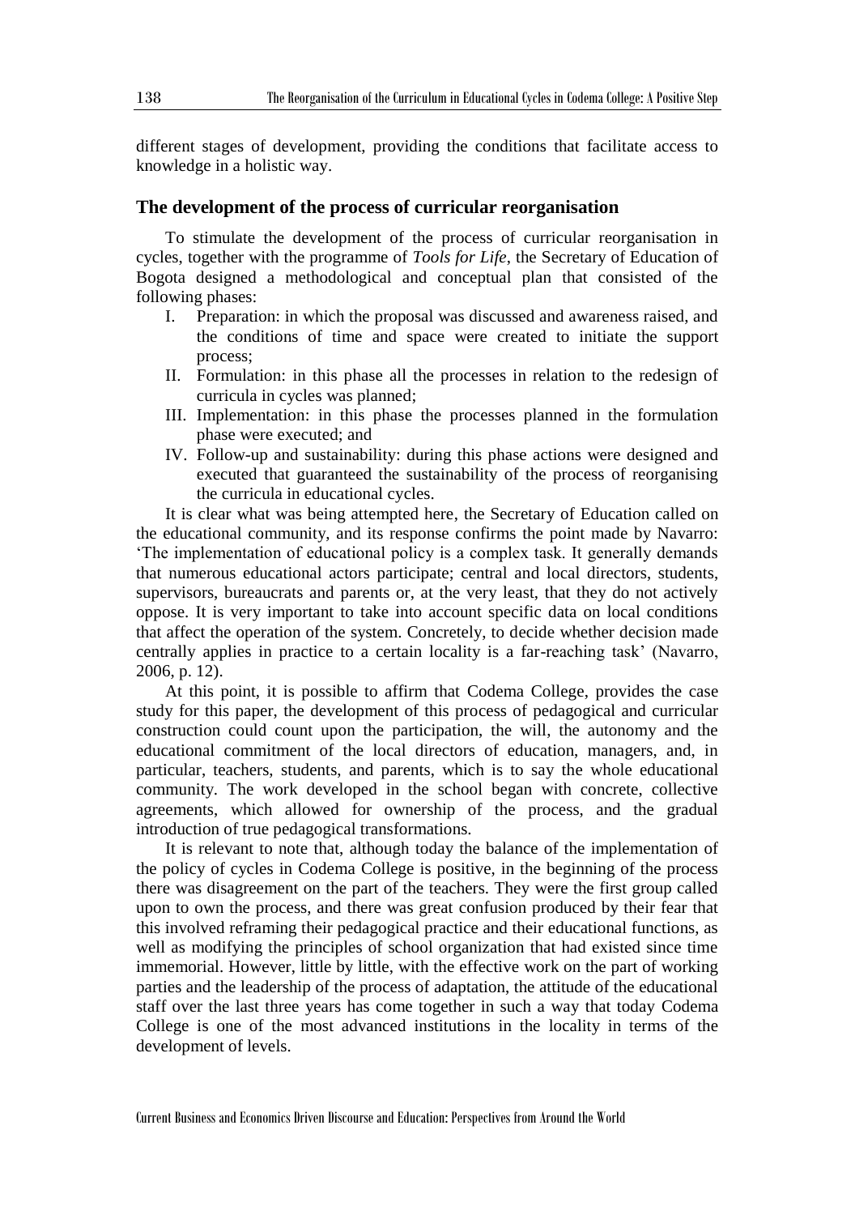different stages of development, providing the conditions that facilitate access to knowledge in a holistic way.

## The development of the process of curricular reorganisation

To stimulate the development of the process of curricular reorganisation in cycles, together with the programme of *Tools for Life*, the Secretary of Education of Bogota designed a methodological and conceptual plan that consisted of the following phases:

I. Preparation: in which the proposal was discussed and awareness raised, and the conditions of time and space were created to initiate the support process;
II. Formulation: in this phase all the processes in relation to the redesign of curricula in cycles was planned;
III. Implementation: in this phase the processes planned in the formulation phase were executed; and
IV. Follow-up and sustainability: during this phase actions were designed and executed that guaranteed the sustainability of the process of reorganising the curricula in educational cycles.

It is clear what was being attempted here, the Secretary of Education called on the educational community, and its response confirms the point made by Navarro: 'The implementation of educational policy is a complex task. It generally demands that numerous educational actors participate; central and local directors, students, supervisors, bureaucrats and parents or, at the very least, that they do not actively oppose. It is very important to take into account specific data on local conditions that affect the operation of the system. Concretely, to decide whether decision made centrally applies in practice to a certain locality is a far-reaching task' (Navarro, 2006, p. 12).

At this point, it is possible to affirm that Codema College, provides the case study for this paper, the development of this process of pedagogical and curricular construction could count upon the participation, the will, the autonomy and the educational commitment of the local directors of education, managers, and, in particular, teachers, students, and parents, which is to say the whole educational community. The work developed in the school began with concrete, collective agreements, which allowed for ownership of the process, and the gradual introduction of true pedagogical transformations.

It is relevant to note that, although today the balance of the implementation of the policy of cycles in Codema College is positive, in the beginning of the process there was disagreement on the part of the teachers. They were the first group called upon to own the process, and there was great confusion produced by their fear that this involved reframing their pedagogical practice and their educational functions, as well as modifying the principles of school organization that had existed since time immemorial. However, little by little, with the effective work on the part of working parties and the leadership of the process of adaptation, the attitude of the educational staff over the last three years has come together in such a way that today Codema College is one of the most advanced institutions in the locality in terms of the development of levels.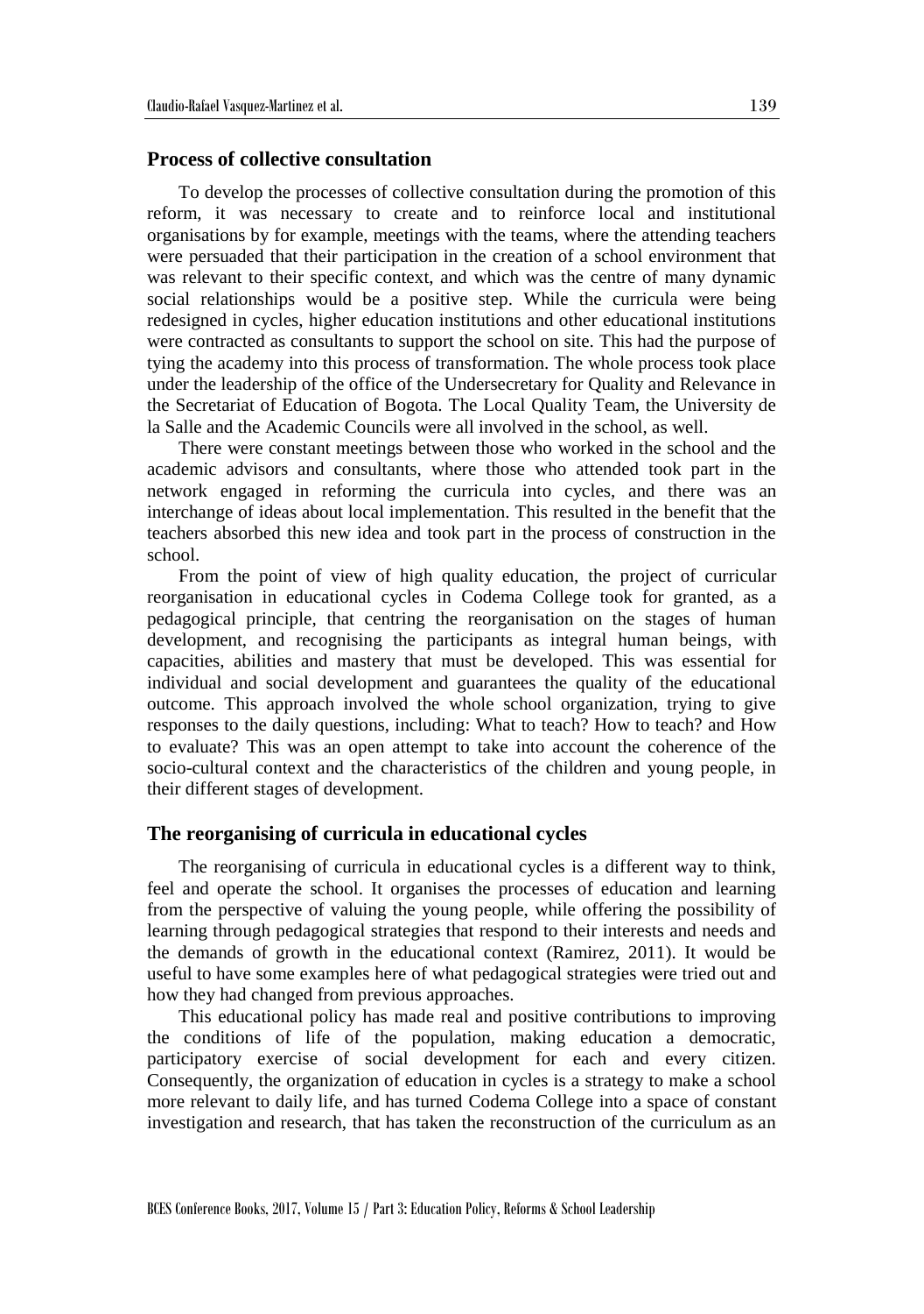## Process of collective consultation

To develop the processes of collective consultation during the promotion of this reform, it was necessary to create and to reinforce local and institutional organisations by for example, meetings with the teams, where the attending teachers were persuaded that their participation in the creation of a school environment that was relevant to their specific context, and which was the centre of many dynamic social relationships would be a positive step. While the curricula were being redesigned in cycles, higher education institutions and other educational institutions were contracted as consultants to support the school on site. This had the purpose of tying the academy into this process of transformation. The whole process took place under the leadership of the office of the Undersecretary for Quality and Relevance in the Secretariat of Education of Bogota. The Local Quality Team, the University de la Salle and the Academic Councils were all involved in the school, as well.

There were constant meetings between those who worked in the school and the academic advisors and consultants, where those who attended took part in the network engaged in reforming the curricula into cycles, and there was an interchange of ideas about local implementation. This resulted in the benefit that the teachers absorbed this new idea and took part in the process of construction in the school.

From the point of view of high quality education, the project of curricular reorganisation in educational cycles in Codema College took for granted, as a pedagogical principle, that centring the reorganisation on the stages of human development, and recognising the participants as integral human beings, with capacities, abilities and mastery that must be developed. This was essential for individual and social development and guarantees the quality of the educational outcome. This approach involved the whole school organization, trying to give responses to the daily questions, including: What to teach? How to teach? and How to evaluate? This was an open attempt to take into account the coherence of the socio-cultural context and the characteristics of the children and young people, in their different stages of development.

## The reorganising of curricula in educational cycles

The reorganising of curricula in educational cycles is a different way to think, feel and operate the school. It organises the processes of education and learning from the perspective of valuing the young people, while offering the possibility of learning through pedagogical strategies that respond to their interests and needs and the demands of growth in the educational context (Ramirez, 2011). It would be useful to have some examples here of what pedagogical strategies were tried out and how they had changed from previous approaches.

This educational policy has made real and positive contributions to improving the conditions of life of the population, making education a democratic, participatory exercise of social development for each and every citizen. Consequently, the organization of education in cycles is a strategy to make a school more relevant to daily life, and has turned Codema College into a space of constant investigation and research, that has taken the reconstruction of the curriculum as an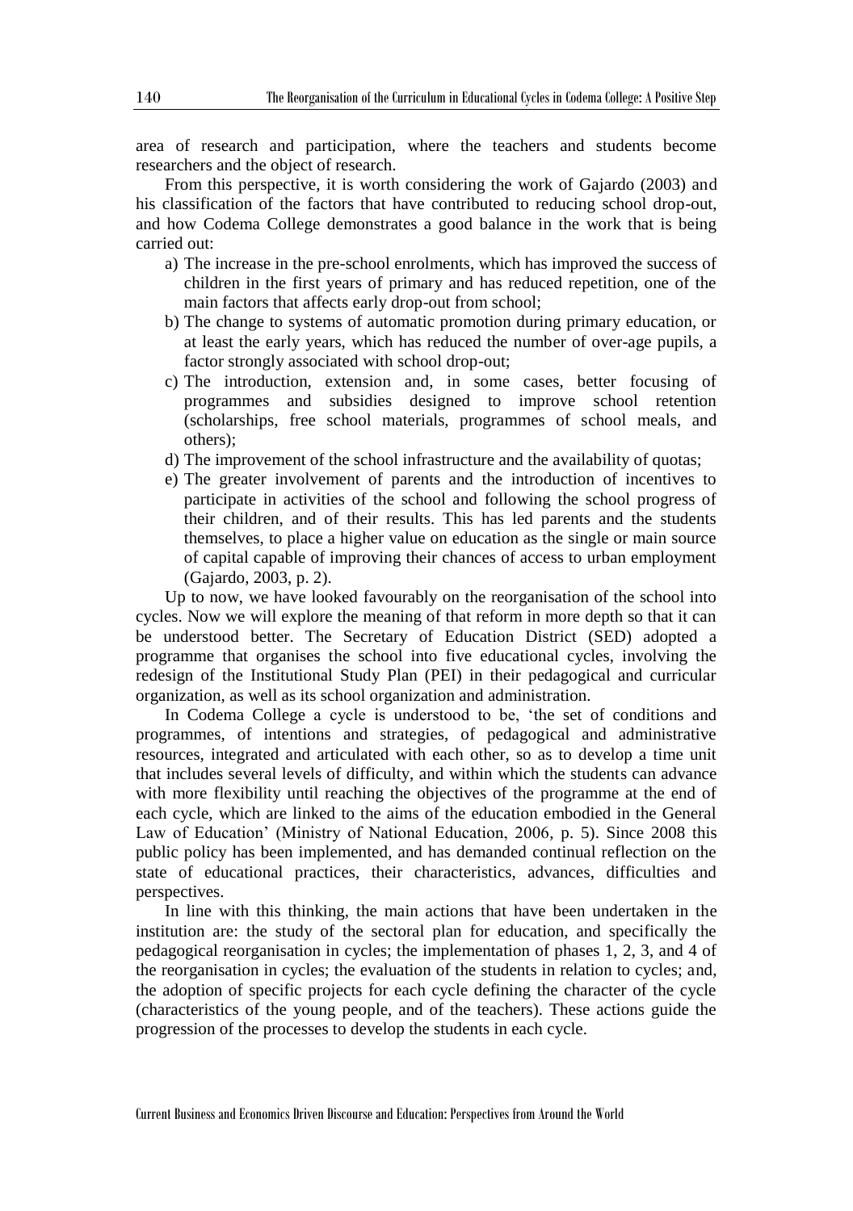area of research and participation, where the teachers and students become researchers and the object of research.

From this perspective, it is worth considering the work of Gajardo (2003) and his classification of the factors that have contributed to reducing school drop-out, and how Codema College demonstrates a good balance in the work that is being carried out:

a) The increase in the pre-school enrolments, which has improved the success of children in the first years of primary and has reduced repetition, one of the main factors that affects early drop-out from school;
b) The change to systems of automatic promotion during primary education, or at least the early years, which has reduced the number of over-age pupils, a factor strongly associated with school drop-out;
c) The introduction, extension and, in some cases, better focusing of programmes and subsidies designed to improve school retention (scholarships, free school materials, programmes of school meals, and others);
d) The improvement of the school infrastructure and the availability of quotas;
e) The greater involvement of parents and the introduction of incentives to participate in activities of the school and following the school progress of their children, and of their results. This has led parents and the students themselves, to place a higher value on education as the single or main source of capital capable of improving their chances of access to urban employment (Gajardo, 2003, p. 2).

Up to now, we have looked favourably on the reorganisation of the school into cycles. Now we will explore the meaning of that reform in more depth so that it can be understood better. The Secretary of Education District (SED) adopted a programme that organises the school into five educational cycles, involving the redesign of the Institutional Study Plan (PEI) in their pedagogical and curricular organization, as well as its school organization and administration.

In Codema College a cycle is understood to be, 'the set of conditions and programmes, of intentions and strategies, of pedagogical and administrative resources, integrated and articulated with each other, so as to develop a time unit that includes several levels of difficulty, and within which the students can advance with more flexibility until reaching the objectives of the programme at the end of each cycle, which are linked to the aims of the education embodied in the General Law of Education' (Ministry of National Education, 2006, p. 5). Since 2008 this public policy has been implemented, and has demanded continual reflection on the state of educational practices, their characteristics, advances, difficulties and perspectives.

In line with this thinking, the main actions that have been undertaken in the institution are: the study of the sectoral plan for education, and specifically the pedagogical reorganisation in cycles; the implementation of phases 1, 2, 3, and 4 of the reorganisation in cycles; the evaluation of the students in relation to cycles; and, the adoption of specific projects for each cycle defining the character of the cycle (characteristics of the young people, and of the teachers). These actions guide the progression of the processes to develop the students in each cycle.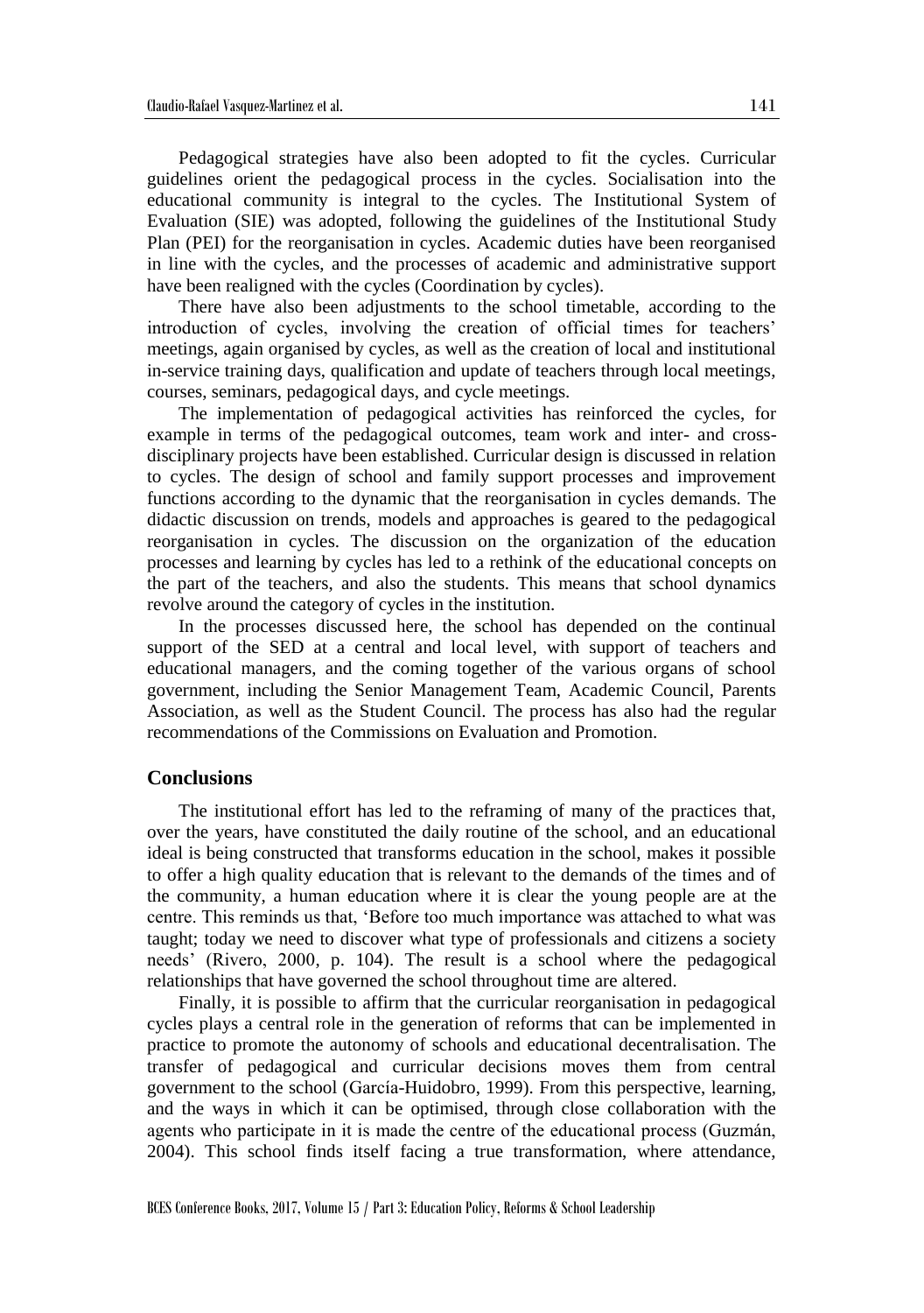Pedagogical strategies have also been adopted to fit the cycles. Curricular guidelines orient the pedagogical process in the cycles. Socialisation into the educational community is integral to the cycles. The Institutional System of Evaluation (SIE) was adopted, following the guidelines of the Institutional Study Plan (PEI) for the reorganisation in cycles. Academic duties have been reorganised in line with the cycles, and the processes of academic and administrative support have been realigned with the cycles (Coordination by cycles).

There have also been adjustments to the school timetable, according to the introduction of cycles, involving the creation of official times for teachers' meetings, again organised by cycles, as well as the creation of local and institutional in-service training days, qualification and update of teachers through local meetings, courses, seminars, pedagogical days, and cycle meetings.

The implementation of pedagogical activities has reinforced the cycles, for example in terms of the pedagogical outcomes, team work and inter- and cross-disciplinary projects have been established. Curricular design is discussed in relation to cycles. The design of school and family support processes and improvement functions according to the dynamic that the reorganisation in cycles demands. The didactic discussion on trends, models and approaches is geared to the pedagogical reorganisation in cycles. The discussion on the organization of the education processes and learning by cycles has led to a rethink of the educational concepts on the part of the teachers, and also the students. This means that school dynamics revolve around the category of cycles in the institution.

In the processes discussed here, the school has depended on the continual support of the SED at a central and local level, with support of teachers and educational managers, and the coming together of the various organs of school government, including the Senior Management Team, Academic Council, Parents Association, as well as the Student Council. The process has also had the regular recommendations of the Commissions on Evaluation and Promotion.

## Conclusions

The institutional effort has led to the reframing of many of the practices that, over the years, have constituted the daily routine of the school, and an educational ideal is being constructed that transforms education in the school, makes it possible to offer a high quality education that is relevant to the demands of the times and of the community, a human education where it is clear the young people are at the centre. This reminds us that, 'Before too much importance was attached to what was taught; today we need to discover what type of professionals and citizens a society needs' (Rivero, 2000, p. 104). The result is a school where the pedagogical relationships that have governed the school throughout time are altered.

Finally, it is possible to affirm that the curricular reorganisation in pedagogical cycles plays a central role in the generation of reforms that can be implemented in practice to promote the autonomy of schools and educational decentralisation. The transfer of pedagogical and curricular decisions moves them from central government to the school (García-Huidobro, 1999). From this perspective, learning, and the ways in which it can be optimised, through close collaboration with the agents who participate in it is made the centre of the educational process (Guzmán, 2004). This school finds itself facing a true transformation, where attendance,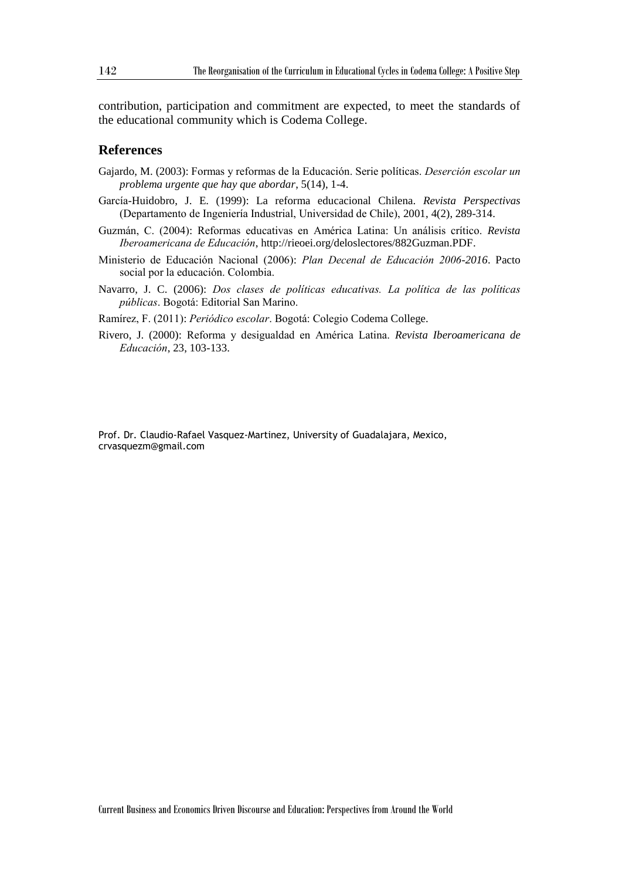contribution, participation and commitment are expected, to meet the standards of the educational community which is Codema College.

## References

Gajardo, M. (2003): Formas y reformas de la Educación. Serie políticas. *Deserción escolar un problema urgente que hay que abordar*, 5(14), 1-4.

García-Huidobro, J. E. (1999): La reforma educacional Chilena. *Revista Perspectivas* (Departamento de Ingeniería Industrial, Universidad de Chile), 2001, 4(2), 289-314.

Guzmán, C. (2004): Reformas educativas en América Latina: Un análisis crítico. *Revista Iberoamericana de Educación*, http://rieoei.org/deloslectores/882Guzman.PDF.

Ministerio de Educación Nacional (2006): *Plan Decenal de Educación 2006-2016*. Pacto social por la educación. Colombia.

Navarro, J. C. (2006): *Dos clases de políticas educativas. La política de las políticas públicas*. Bogotá: Editorial San Marino.

Ramírez, F. (2011): *Periódico escolar*. Bogotá: Colegio Codema College.

Rivero, J. (2000): Reforma y desigualdad en América Latina. *Revista Iberoamericana de Educación*, 23, 103-133.

Prof. Dr. Claudio-Rafael Vasquez-Martinez, University of Guadalajara, Mexico, crvasquezm@gmail.com